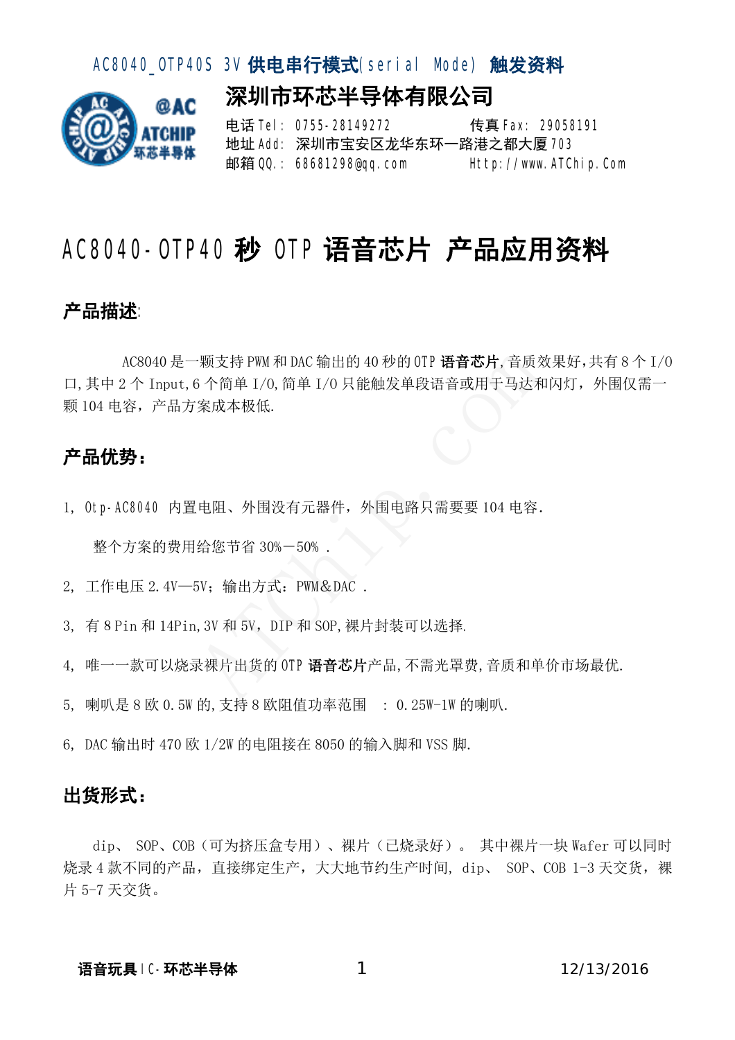AC8040_OTP40S 3V 供电串行模式(serial Mode) 触发资料

# 深圳市环芯半导体有限公司

电话 Tel: 0755-28149272 传真 Fax: 29058191

地址 Add: 深圳市宝安区龙华东环一路港之都大厦 703

邮箱 QQ.: 68681298@qq.com Http://www.ATChip.Com

# AC8040-OTP40 秒 OTP 语音芯片 产品应用资料

## 产品描述:

AC8040 是一颗支持 PWM 和 DAC 输出的 40 秒的 OTP **语音芯片**,音质效果好,共有 8 个 I/O 口,其中 2 个 Input,6 个简单 I/O,简单 I/O 只能触发单段语音或用于马达和闪灯，外围仅需一颗 104 电容，产品方案成本极低.

## 产品优势：

1, Otp-AC8040 内置电阻、外围没有元器件，外围电路只需要要 104 电容.

整个方案的费用给您节省 30%－50% .

2, 工作电压 2.4V—5V；输出方式：PWM&DAC .

3, 有 8Pin 和 14Pin,3V 和 5V，DIP 和 SOP,裸片封装可以选择.

4, 唯一一款可以烧录裸片出货的 OTP **语音芯片**产品,不需光罩费,音质和单价市场最优.

5, 喇叭是 8 欧 0.5W 的,支持 8 欧阻值功率范围 : 0.25W-1W 的喇叭.

6, DAC 输出时 470 欧 1/2W 的电阻接在 8050 的输入脚和 VSS 脚.

## 出货形式：

dip、 SOP、COB（可为挤压盒专用）、裸片（已烧录好）。 其中裸片一块 Wafer 可以同时烧录 4 款不同的产品，直接绑定生产，大大地节约生产时间, dip、 SOP、COB 1-3 天交货，裸片 5-7 天交货。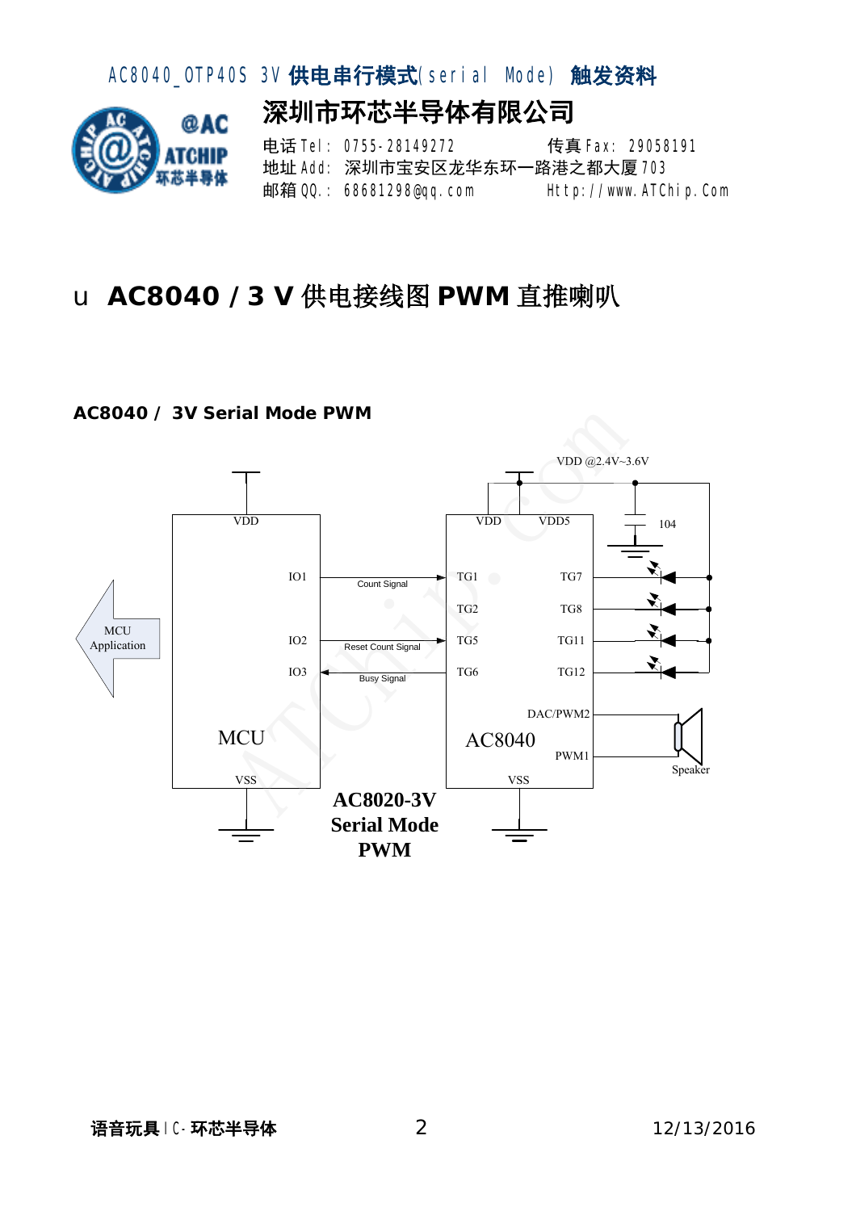## u AC8040 / 3 V 供电接线图 PWM 直推喇叭

**AC8040 / 3V Serial Mode PWM**

VDD @2.4V~3.6V

104

MCU Application

| MCU | | AC8040 | |
|---|---|---|---|
| VDD | | VDD | VDD5 |
| IO1 | Count Signal → | TG1 | TG7 |
| | | TG2 | TG8 |
| IO2 | Reset Count Signal → | TG5 | TG11 |
| IO3 | ← Busy Signal | TG6 | TG12 |
| | | | DAC/PWM2 |
| | | | PWM1 |
| VSS | | VSS | |

Speaker

**AC8020-3V Serial Mode PWM**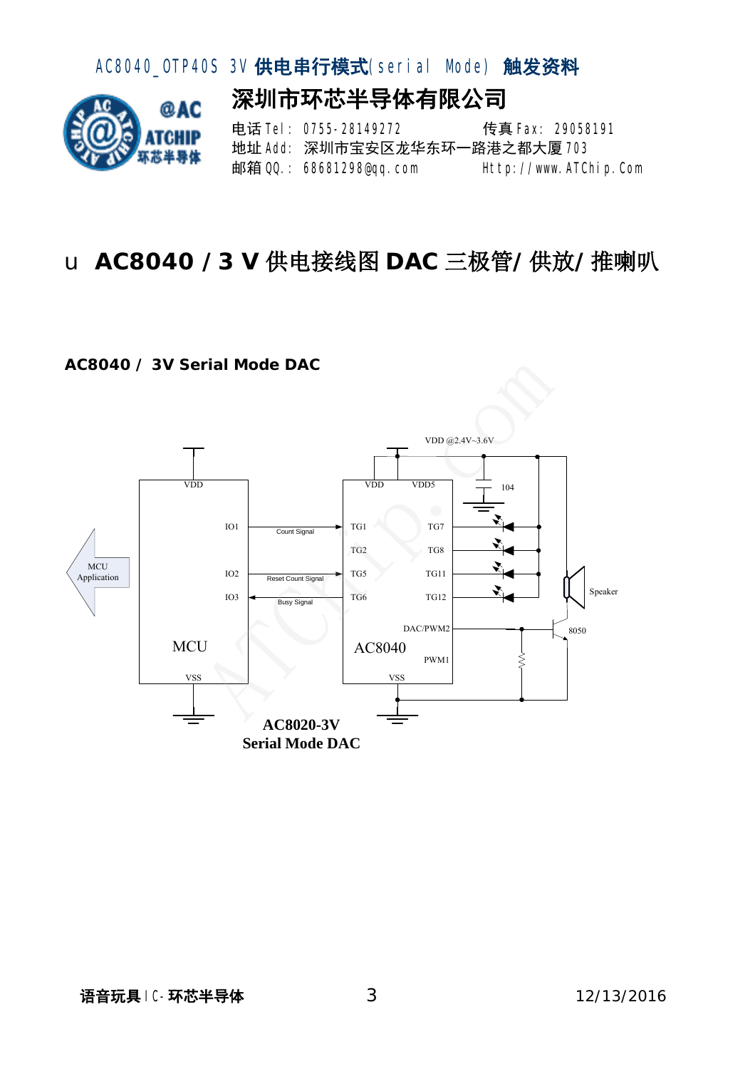# u AC8040 / 3 V 供电接线图 DAC 三极管/ 供放/ 推喇叭

**AC8040 / 3V Serial Mode DAC**

VDD @2.4V~3.6V

VDD | VDD | VDD5 | 104

MCU Application

IO1 — Count Signal → TG1 | TG7

TG2 | TG8

IO2 — Reset Count Signal → TG5 | TG11

IO3 ← Busy Signal — TG6 | TG12

Speaker

DAC/PWM2 | 8050

MCU | AC8040 | PWM1

VSS | VSS

**AC8020-3V**
**Serial Mode DAC**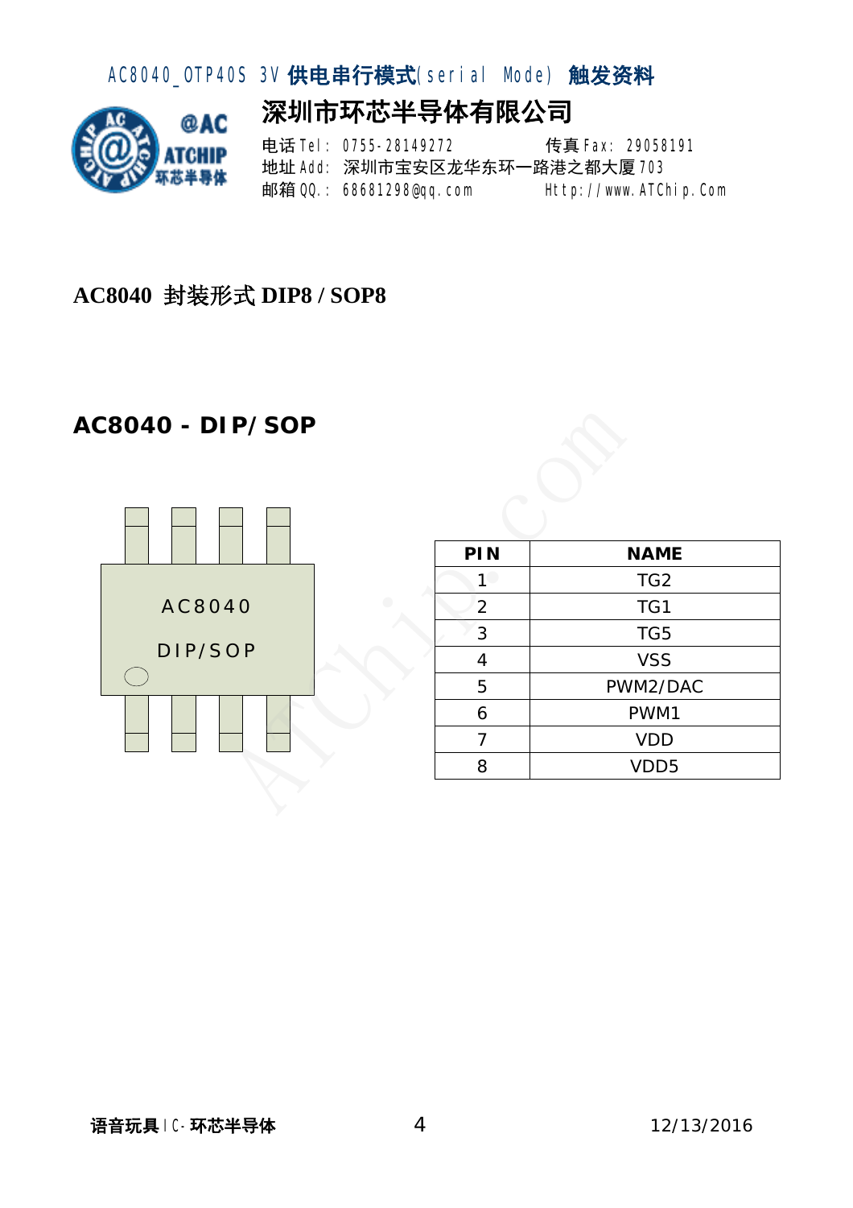## AC8040 封装形式 DIP8 / SOP8

## AC8040 - DIP/SOP

AC8040

DIP/SOP

| PIN | NAME |
|---|---|
| 1 | TG2 |
| 2 | TG1 |
| 3 | TG5 |
| 4 | VSS |
| 5 | PWM2/DAC |
| 6 | PWM1 |
| 7 | VDD |
| 8 | VDD5 |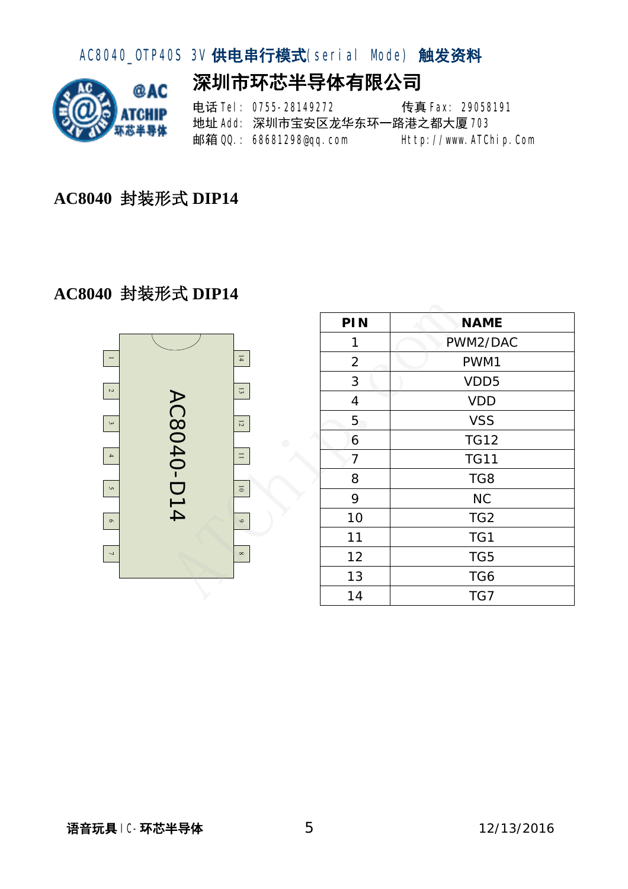## AC8040 封装形式 DIP14

## AC8040 封装形式 DIP14

AC8040-D14

| PIN | NAME |
|---|---|
| 1 | PWM2/DAC |
| 2 | PWM1 |
| 3 | VDD5 |
| 4 | VDD |
| 5 | VSS |
| 6 | TG12 |
| 7 | TG11 |
| 8 | TG8 |
| 9 | NC |
| 10 | TG2 |
| 11 | TG1 |
| 12 | TG5 |
| 13 | TG6 |
| 14 | TG7 |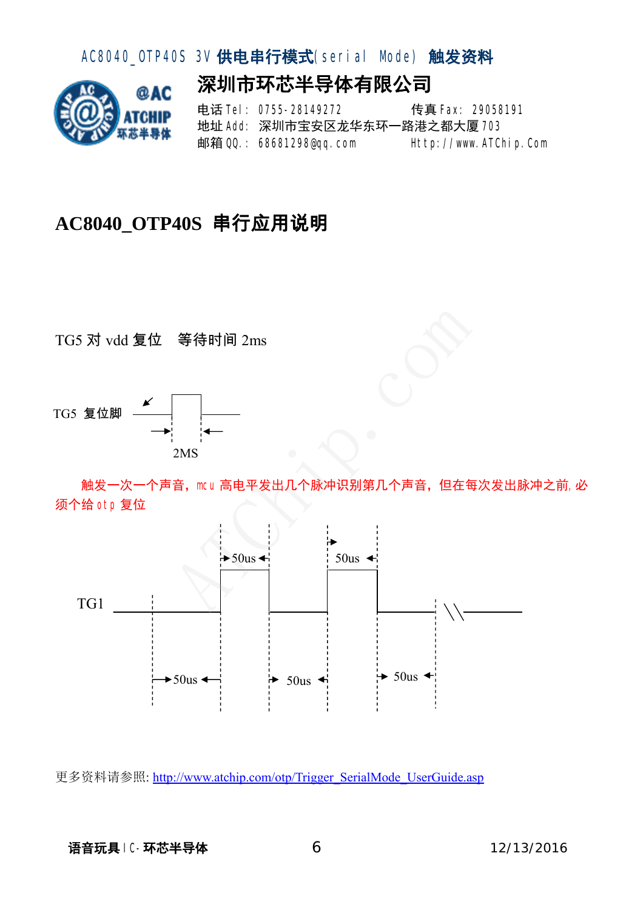AC8040_OTP40S 3V 供电串行模式(serial Mode) 触发资料

**深圳市环芯半导体有限公司**

电话 Tel: 0755-28149272　　传真 Fax: 29058191
地址 Add: 深圳市宝安区龙华东环一路港之都大厦 703
邮箱 QQ.: 68681298@qq.com　　Http://www.ATChip.Com

## AC8040_OTP40S 串行应用说明

TG5 对 vdd 复位　等待时间 2ms

TG5 复位脚

2MS

触发一次一个声音，mcu 高电平发出几个脉冲识别第几个声音，但在每次发出脉冲之前,必须个给 otp 复位

TG1

50us　50us　50us　50us　50us

更多资料请参照: http://www.atchip.com/otp/Trigger_SerialMode_UserGuide.asp

语音玩具 IC-环芯半导体　　12/13/2016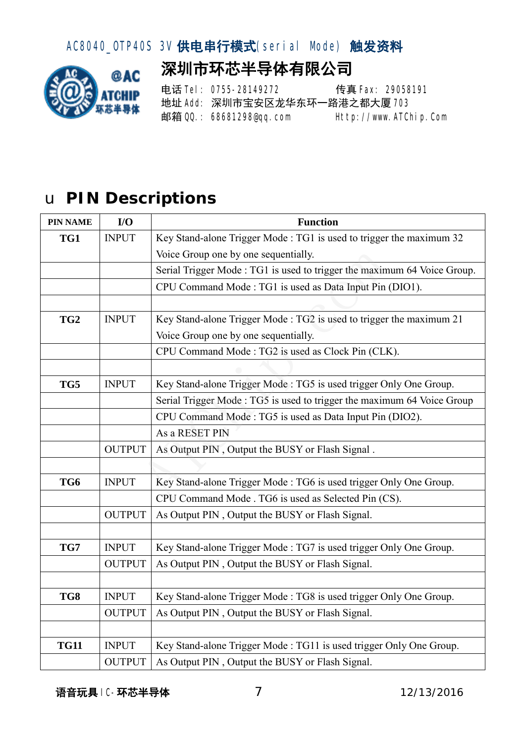## u PIN Descriptions

| PIN NAME | I/O | Function |
|---|---|---|
| **TG1** | INPUT | Key Stand-alone Trigger Mode : TG1 is used to trigger the maximum 32 Voice Group one by one sequentially. |
| | | Serial Trigger Mode : TG1 is used to trigger the maximum 64 Voice Group. |
| | | CPU Command Mode : TG1 is used as Data Input Pin (DIO1). |
| | | |
| **TG2** | INPUT | Key Stand-alone Trigger Mode : TG2 is used to trigger the maximum 21 Voice Group one by one sequentially. |
| | | CPU Command Mode : TG2 is used as Clock Pin (CLK). |
| | | |
| **TG5** | INPUT | Key Stand-alone Trigger Mode : TG5 is used trigger Only One Group. |
| | | Serial Trigger Mode : TG5 is used to trigger the maximum 64 Voice Group |
| | | CPU Command Mode : TG5 is used as Data Input Pin (DIO2). |
| | | As a RESET PIN |
| | OUTPUT | As Output PIN , Output the BUSY or Flash Signal . |
| | | |
| **TG6** | INPUT | Key Stand-alone Trigger Mode : TG6 is used trigger Only One Group. |
| | | CPU Command Mode . TG6 is used as Selected Pin (CS). |
| | OUTPUT | As Output PIN , Output the BUSY or Flash Signal. |
| | | |
| **TG7** | INPUT | Key Stand-alone Trigger Mode : TG7 is used trigger Only One Group. |
| | OUTPUT | As Output PIN , Output the BUSY or Flash Signal. |
| | | |
| **TG8** | INPUT | Key Stand-alone Trigger Mode : TG8 is used trigger Only One Group. |
| | OUTPUT | As Output PIN , Output the BUSY or Flash Signal. |
| | | |
| **TG11** | INPUT | Key Stand-alone Trigger Mode : TG11 is used trigger Only One Group. |
| | OUTPUT | As Output PIN , Output the BUSY or Flash Signal. |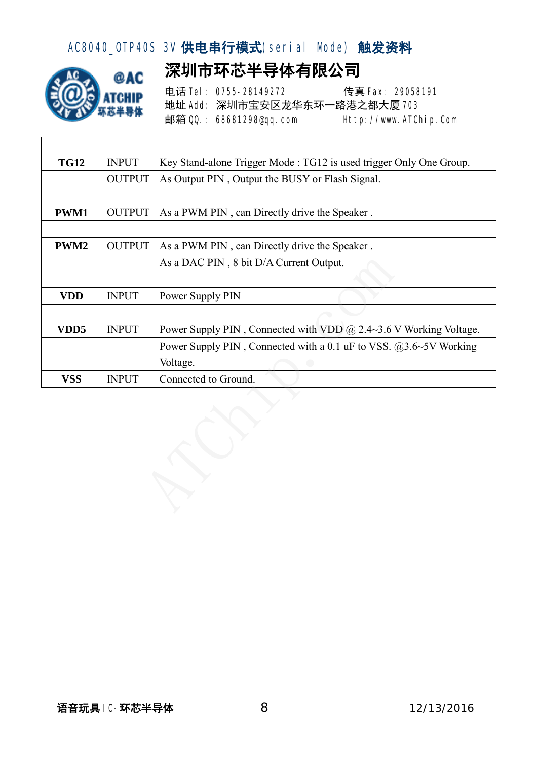| | | |
|---|---|---|
| | | |
| **TG12** | INPUT | Key Stand-alone Trigger Mode : TG12 is used trigger Only One Group. |
| | OUTPUT | As Output PIN , Output the BUSY or Flash Signal. |
| | | |
| **PWM1** | OUTPUT | As a PWM PIN , can Directly drive the Speaker . |
| | | |
| **PWM2** | OUTPUT | As a PWM PIN , can Directly drive the Speaker . |
| | | As a DAC PIN , 8 bit D/A Current Output. |
| | | |
| **VDD** | INPUT | Power Supply PIN |
| | | |
| **VDD5** | INPUT | Power Supply PIN , Connected with VDD @ 2.4~3.6 V Working Voltage. |
| | | Power Supply PIN , Connected with a 0.1 uF to VSS. @3.6~5V Working Voltage. |
| **VSS** | INPUT | Connected to Ground. |